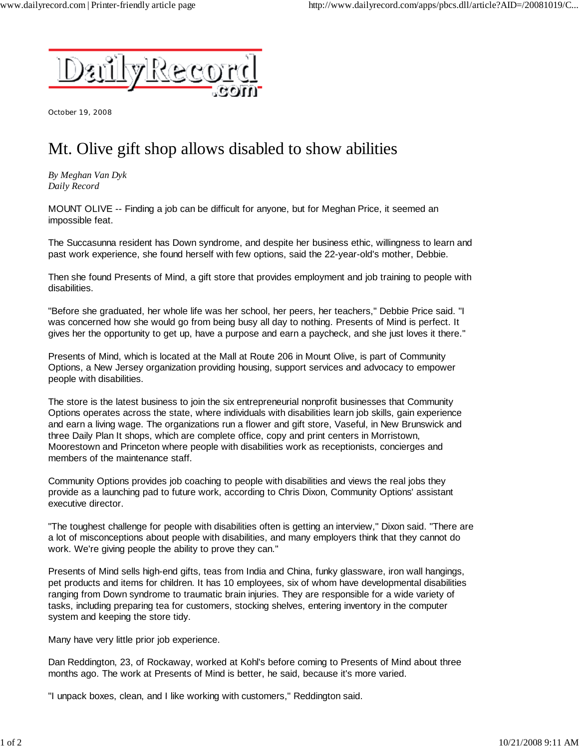October 19, 2008

# Mt. Olive gift shop allows disabled to show abilities

*By Meghan Van Dyk*
*Daily Record*

MOUNT OLIVE -- Finding a job can be difficult for anyone, but for Meghan Price, it seemed an impossible feat.

The Succasunna resident has Down syndrome, and despite her business ethic, willingness to learn and past work experience, she found herself with few options, said the 22-year-old's mother, Debbie.

Then she found Presents of Mind, a gift store that provides employment and job training to people with disabilities.

"Before she graduated, her whole life was her school, her peers, her teachers," Debbie Price said. "I was concerned how she would go from being busy all day to nothing. Presents of Mind is perfect. It gives her the opportunity to get up, have a purpose and earn a paycheck, and she just loves it there."

Presents of Mind, which is located at the Mall at Route 206 in Mount Olive, is part of Community Options, a New Jersey organization providing housing, support services and advocacy to empower people with disabilities.

The store is the latest business to join the six entrepreneurial nonprofit businesses that Community Options operates across the state, where individuals with disabilities learn job skills, gain experience and earn a living wage. The organizations run a flower and gift store, Vaseful, in New Brunswick and three Daily Plan It shops, which are complete office, copy and print centers in Morristown, Moorestown and Princeton where people with disabilities work as receptionists, concierges and members of the maintenance staff.

Community Options provides job coaching to people with disabilities and views the real jobs they provide as a launching pad to future work, according to Chris Dixon, Community Options' assistant executive director.

"The toughest challenge for people with disabilities often is getting an interview," Dixon said. "There are a lot of misconceptions about people with disabilities, and many employers think that they cannot do work. We're giving people the ability to prove they can."

Presents of Mind sells high-end gifts, teas from India and China, funky glassware, iron wall hangings, pet products and items for children. It has 10 employees, six of whom have developmental disabilities ranging from Down syndrome to traumatic brain injuries. They are responsible for a wide variety of tasks, including preparing tea for customers, stocking shelves, entering inventory in the computer system and keeping the store tidy.

Many have very little prior job experience.

Dan Reddington, 23, of Rockaway, worked at Kohl's before coming to Presents of Mind about three months ago. The work at Presents of Mind is better, he said, because it's more varied.

"I unpack boxes, clean, and I like working with customers," Reddington said.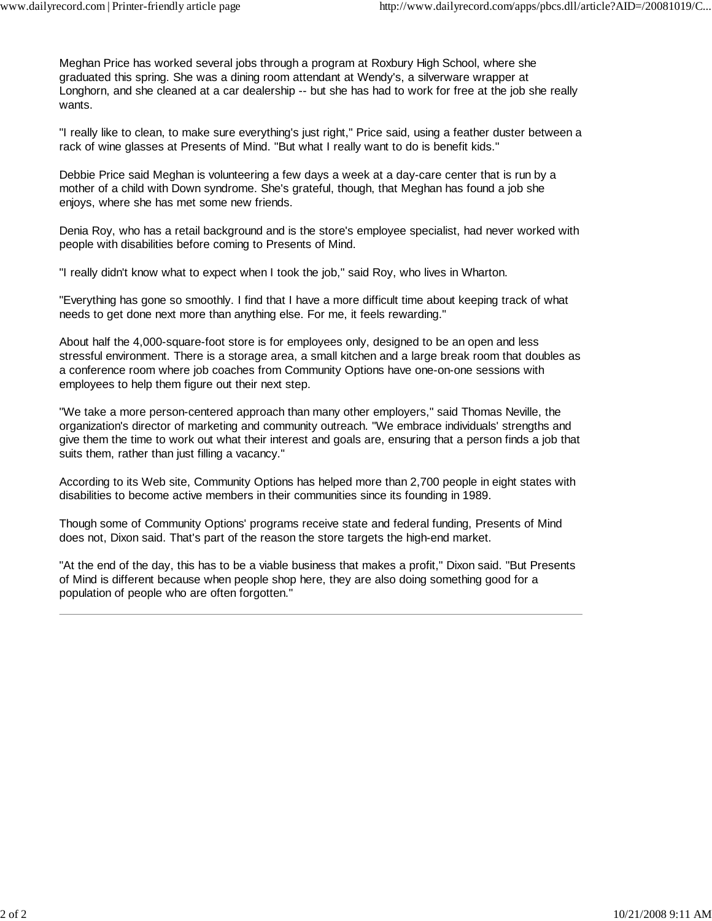Meghan Price has worked several jobs through a program at Roxbury High School, where she graduated this spring. She was a dining room attendant at Wendy's, a silverware wrapper at Longhorn, and she cleaned at a car dealership -- but she has had to work for free at the job she really wants.

"I really like to clean, to make sure everything's just right," Price said, using a feather duster between a rack of wine glasses at Presents of Mind. "But what I really want to do is benefit kids."

Debbie Price said Meghan is volunteering a few days a week at a day-care center that is run by a mother of a child with Down syndrome. She's grateful, though, that Meghan has found a job she enjoys, where she has met some new friends.

Denia Roy, who has a retail background and is the store's employee specialist, had never worked with people with disabilities before coming to Presents of Mind.

"I really didn't know what to expect when I took the job," said Roy, who lives in Wharton.

"Everything has gone so smoothly. I find that I have a more difficult time about keeping track of what needs to get done next more than anything else. For me, it feels rewarding."

About half the 4,000-square-foot store is for employees only, designed to be an open and less stressful environment. There is a storage area, a small kitchen and a large break room that doubles as a conference room where job coaches from Community Options have one-on-one sessions with employees to help them figure out their next step.

"We take a more person-centered approach than many other employers," said Thomas Neville, the organization's director of marketing and community outreach. "We embrace individuals' strengths and give them the time to work out what their interest and goals are, ensuring that a person finds a job that suits them, rather than just filling a vacancy."

According to its Web site, Community Options has helped more than 2,700 people in eight states with disabilities to become active members in their communities since its founding in 1989.

Though some of Community Options' programs receive state and federal funding, Presents of Mind does not, Dixon said. That's part of the reason the store targets the high-end market.

"At the end of the day, this has to be a viable business that makes a profit," Dixon said. "But Presents of Mind is different because when people shop here, they are also doing something good for a population of people who are often forgotten."